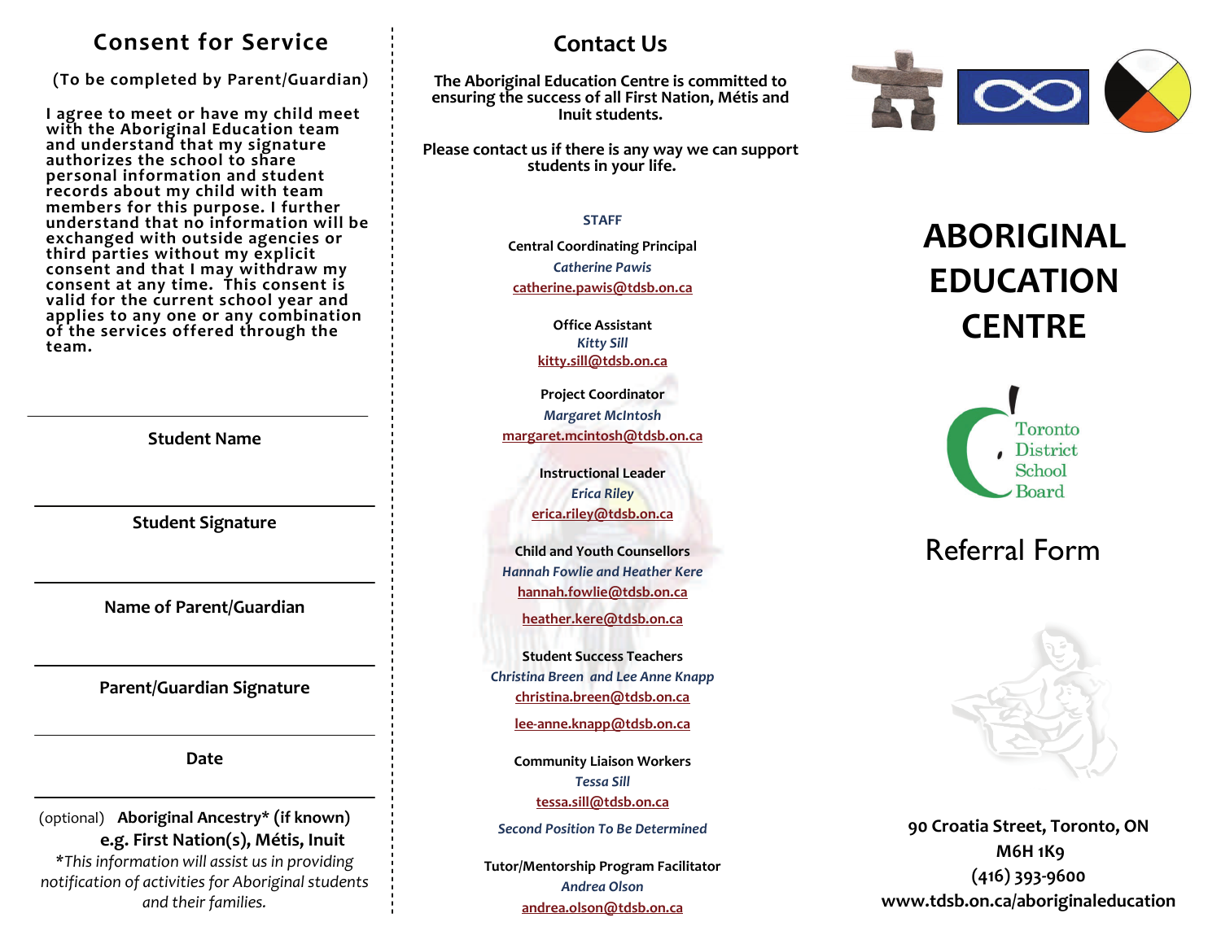## Consent for Service

**(To be completed by Parent/Guardian)**

**I agree to meet or have my child meet with the Aboriginal Education team and understand that my signature authorizes the school to share personal information and student records about my child with team members for this purpose. I further understand that no information will be exchanged with outside agencies or third parties without my explicit consent and that I may withdraw my consent at any time. This consent is valid for the current school year and applies to any one or any combination of the services offered through the team.**

**Student Name**

**Student Signature**

**Name of Parent/Guardian**

**Parent/Guardian Signature**

**Date**

(optional) **Aboriginal Ancestry\* (if known)**
**e.g. First Nation(s), Métis, Inuit**
*\*This information will assist us in providing notification of activities for Aboriginal students and their families.*

## Contact Us

**The Aboriginal Education Centre is committed to ensuring the success of all First Nation, Métis and Inuit students.**

**Please contact us if there is any way we can support students in your life.**

**STAFF**

**Central Coordinating Principal**
*Catherine Pawis*
catherine.pawis@tdsb.on.ca

**Office Assistant**
*Kitty Sill*
kitty.sill@tdsb.on.ca

**Project Coordinator**
*Margaret McIntosh*
margaret.mcintosh@tdsb.on.ca

**Instructional Leader**
*Erica Riley*
erica.riley@tdsb.on.ca

**Child and Youth Counsellors**
*Hannah Fowlie and Heather Kere*
hannah.fowlie@tdsb.on.ca
heather.kere@tdsb.on.ca

**Student Success Teachers**
*Christina Breen and Lee Anne Knapp*
christina.breen@tdsb.on.ca
lee-anne.knapp@tdsb.on.ca

**Community Liaison Workers**
*Tessa Sill*
tessa.sill@tdsb.on.ca
*Second Position To Be Determined*

**Tutor/Mentorship Program Facilitator**
*Andrea Olson*
andrea.olson@tdsb.on.ca

# ABORIGINAL EDUCATION CENTRE

Toronto District School Board

## Referral Form

**90 Croatia Street, Toronto, ON**
**M6H 1K9**
**(416) 393-9600**
**www.tdsb.on.ca/aboriginaleducation**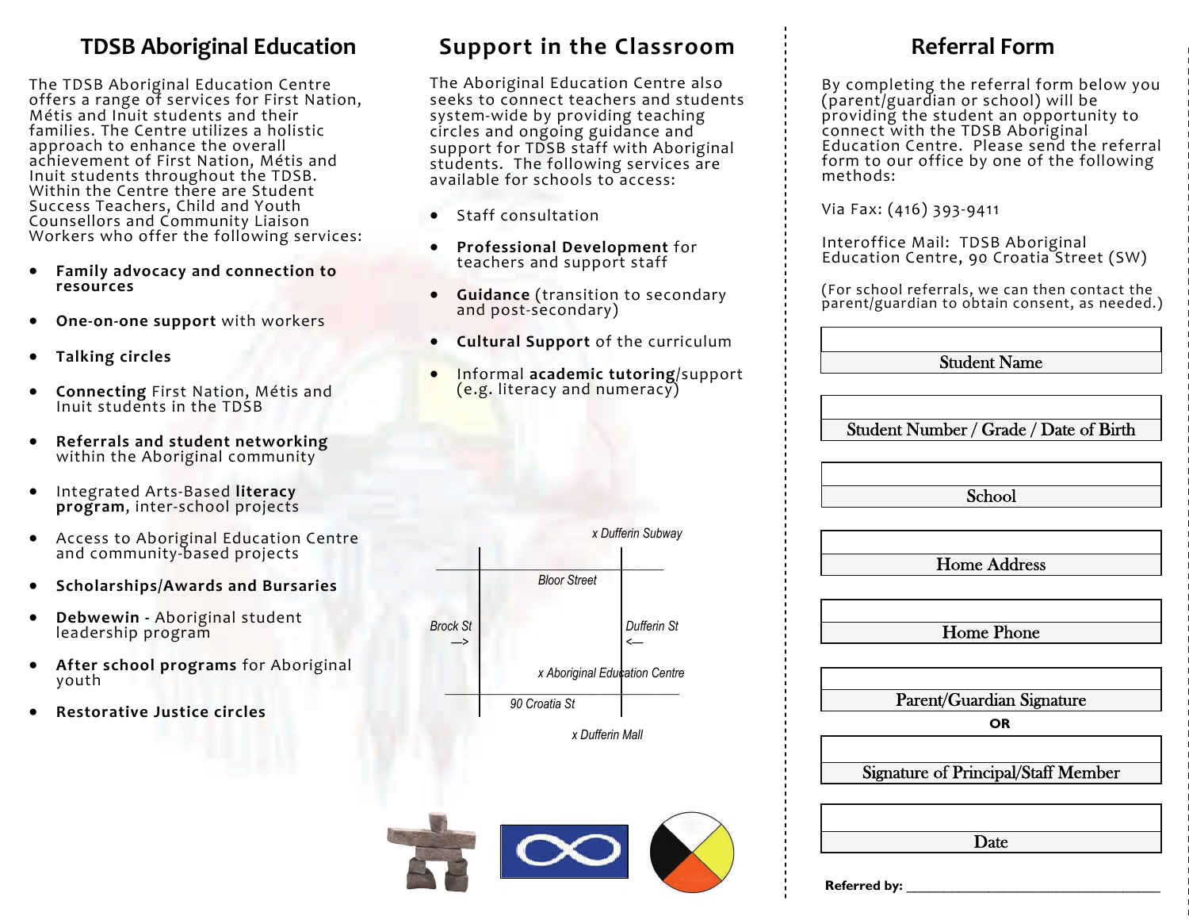## TDSB Aboriginal Education

The TDSB Aboriginal Education Centre offers a range of services for First Nation, Métis and Inuit students and their families. The Centre utilizes a holistic approach to enhance the overall achievement of First Nation, Métis and Inuit students throughout the TDSB. Within the Centre there are Student Success Teachers, Child and Youth Counsellors and Community Liaison Workers who offer the following services:

- **Family advocacy and connection to resources**
- **One-on-one support** with workers
- **Talking circles**
- **Connecting** First Nation, Métis and Inuit students in the TDSB
- **Referrals and student networking** within the Aboriginal community
- Integrated Arts-Based **literacy program**, inter-school projects
- Access to Aboriginal Education Centre and community-based projects
- **Scholarships/Awards and Bursaries**
- **Debwewin** - Aboriginal student leadership program
- **After school programs** for Aboriginal youth
- **Restorative Justice circles**

## Support in the Classroom

The Aboriginal Education Centre also seeks to connect teachers and students system-wide by providing teaching circles and ongoing guidance and support for TDSB staff with Aboriginal students. The following services are available for schools to access:

- Staff consultation
- **Professional Development** for teachers and support staff
- **Guidance** (transition to secondary and post-secondary)
- **Cultural Support** of the curriculum
- Informal **academic tutoring**/support (e.g. literacy and numeracy)

x Dufferin Subway

Bloor Street

Brock St —>

Dufferin St <—

x Aboriginal Education Centre

90 Croatia St

x Dufferin Mall

## Referral Form

By completing the referral form below you (parent/guardian or school) will be providing the student an opportunity to connect with the TDSB Aboriginal Education Centre. Please send the referral form to our office by one of the following methods:

Via Fax: (416) 393-9411

Interoffice Mail: TDSB Aboriginal Education Centre, 90 Croatia Street (SW)

(For school referrals, we can then contact the parent/guardian to obtain consent, as needed.)

| |
|---|
| |
| Student Name |

| |
|---|
| |
| Student Number / Grade / Date of Birth |

| |
|---|
| |
| School |

| |
|---|
| |
| Home Address |

| |
|---|
| |
| Home Phone |

| |
|---|
| |
| Parent/Guardian Signature |

**OR**

| |
|---|
| |
| Signature of Principal/Staff Member |

| |
|---|
| |
| Date |

**Referred by:** ______________________________